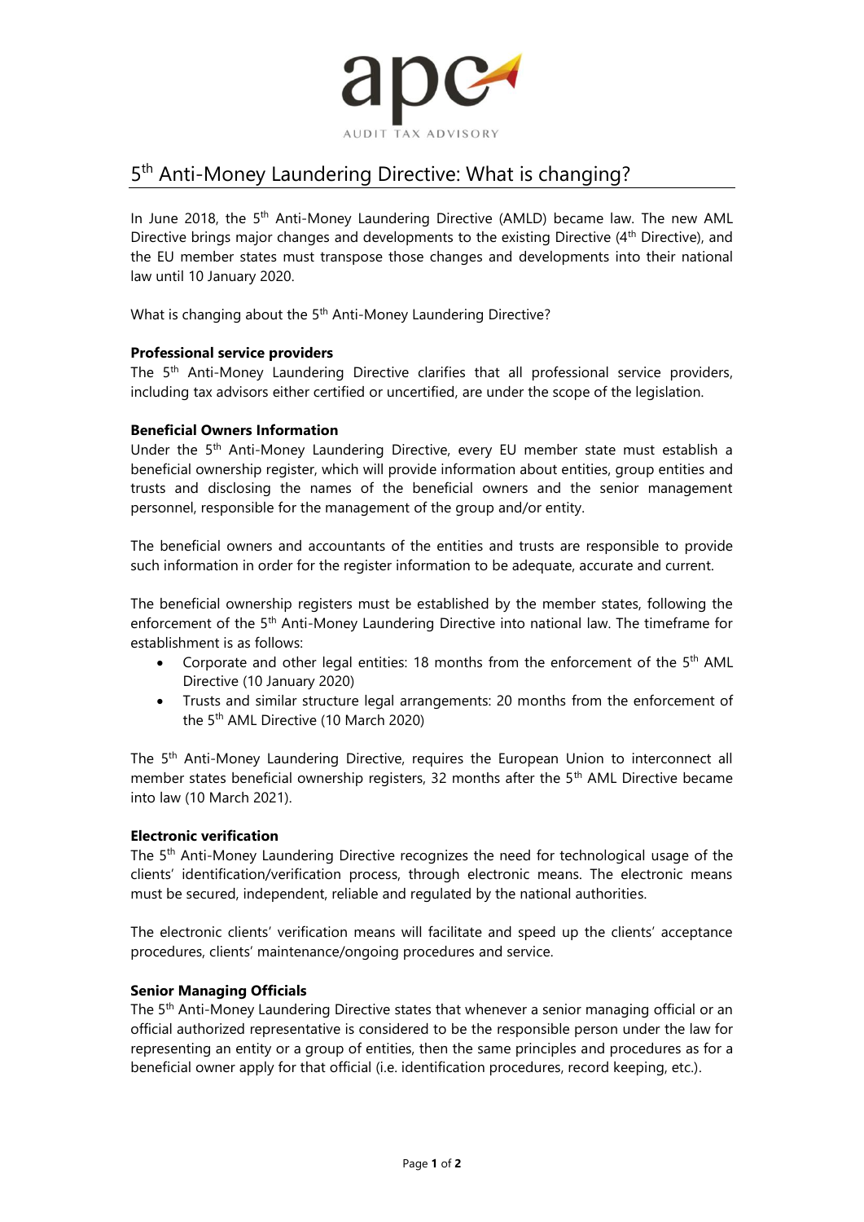# 5th Anti-Money Laundering Directive: What is changing?

In June 2018, the 5th Anti-Money Laundering Directive (AMLD) became law. The new AML Directive brings major changes and developments to the existing Directive (4th Directive), and the EU member states must transpose those changes and developments into their national law until 10 January 2020.

What is changing about the 5th Anti-Money Laundering Directive?

**Professional service providers**

The 5th Anti-Money Laundering Directive clarifies that all professional service providers, including tax advisors either certified or uncertified, are under the scope of the legislation.

**Beneficial Owners Information**

Under the 5th Anti-Money Laundering Directive, every EU member state must establish a beneficial ownership register, which will provide information about entities, group entities and trusts and disclosing the names of the beneficial owners and the senior management personnel, responsible for the management of the group and/or entity.

The beneficial owners and accountants of the entities and trusts are responsible to provide such information in order for the register information to be adequate, accurate and current.

The beneficial ownership registers must be established by the member states, following the enforcement of the 5th Anti-Money Laundering Directive into national law. The timeframe for establishment is as follows:

- Corporate and other legal entities: 18 months from the enforcement of the 5th AML Directive (10 January 2020)
- Trusts and similar structure legal arrangements: 20 months from the enforcement of the 5th AML Directive (10 March 2020)

The 5th Anti-Money Laundering Directive, requires the European Union to interconnect all member states beneficial ownership registers, 32 months after the 5th AML Directive became into law (10 March 2021).

**Electronic verification**

The 5th Anti-Money Laundering Directive recognizes the need for technological usage of the clients' identification/verification process, through electronic means. The electronic means must be secured, independent, reliable and regulated by the national authorities.

The electronic clients' verification means will facilitate and speed up the clients' acceptance procedures, clients' maintenance/ongoing procedures and service.

**Senior Managing Officials**

The 5th Anti-Money Laundering Directive states that whenever a senior managing official or an official authorized representative is considered to be the responsible person under the law for representing an entity or a group of entities, then the same principles and procedures as for a beneficial owner apply for that official (i.e. identification procedures, record keeping, etc.).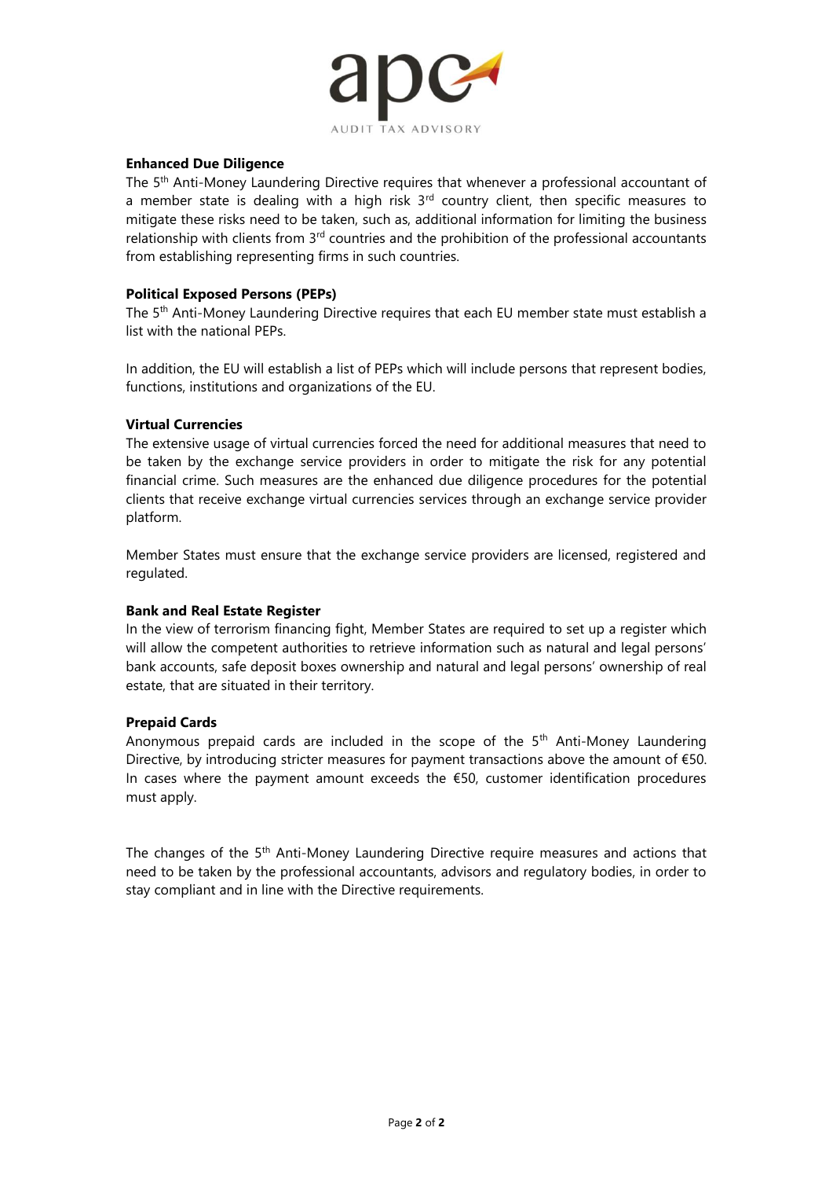**Enhanced Due Diligence**

The 5th Anti-Money Laundering Directive requires that whenever a professional accountant of a member state is dealing with a high risk 3rd country client, then specific measures to mitigate these risks need to be taken, such as, additional information for limiting the business relationship with clients from 3rd countries and the prohibition of the professional accountants from establishing representing firms in such countries.

**Political Exposed Persons (PEPs)**

The 5th Anti-Money Laundering Directive requires that each EU member state must establish a list with the national PEPs.

In addition, the EU will establish a list of PEPs which will include persons that represent bodies, functions, institutions and organizations of the EU.

**Virtual Currencies**

The extensive usage of virtual currencies forced the need for additional measures that need to be taken by the exchange service providers in order to mitigate the risk for any potential financial crime. Such measures are the enhanced due diligence procedures for the potential clients that receive exchange virtual currencies services through an exchange service provider platform.

Member States must ensure that the exchange service providers are licensed, registered and regulated.

**Bank and Real Estate Register**

In the view of terrorism financing fight, Member States are required to set up a register which will allow the competent authorities to retrieve information such as natural and legal persons' bank accounts, safe deposit boxes ownership and natural and legal persons' ownership of real estate, that are situated in their territory.

**Prepaid Cards**

Anonymous prepaid cards are included in the scope of the 5th Anti-Money Laundering Directive, by introducing stricter measures for payment transactions above the amount of €50. In cases where the payment amount exceeds the €50, customer identification procedures must apply.

The changes of the 5th Anti-Money Laundering Directive require measures and actions that need to be taken by the professional accountants, advisors and regulatory bodies, in order to stay compliant and in line with the Directive requirements.